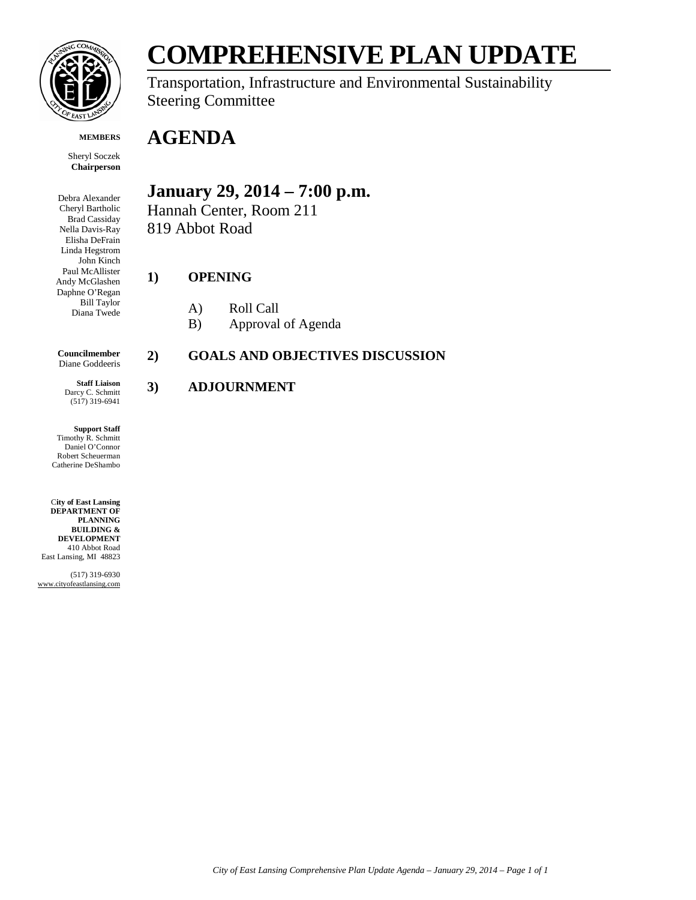# COMPREHENSIVE PLAN UPDATE

Transportation, Infrastructure and Environmental Sustainability Steering Committee

**MEMBERS**

Sheryl Soczek
**Chairperson**

Debra Alexander
Cheryl Bartholic
Brad Cassiday
Nella Davis-Ray
Elisha DeFrain
Linda Hegstrom
John Kinch
Paul McAllister
Andy McGlashen
Daphne O'Regan
Bill Taylor
Diana Twede

**Councilmember**
Diane Goddeeris

**Staff Liaison**
Darcy C. Schmitt
(517) 319-6941

**Support Staff**
Timothy R. Schmitt
Daniel O'Connor
Robert Scheuerman
Catherine DeShambo

**City of East Lansing DEPARTMENT OF PLANNING BUILDING & DEVELOPMENT**
410 Abbot Road
East Lansing, MI 48823

(517) 319-6930
www.cityofeastlansing.com

# AGENDA

## January 29, 2014 – 7:00 p.m.

Hannah Center, Room 211
819 Abbot Road

**1) OPENING**

A) Roll Call
B) Approval of Agenda

**2) GOALS AND OBJECTIVES DISCUSSION**

**3) ADJOURNMENT**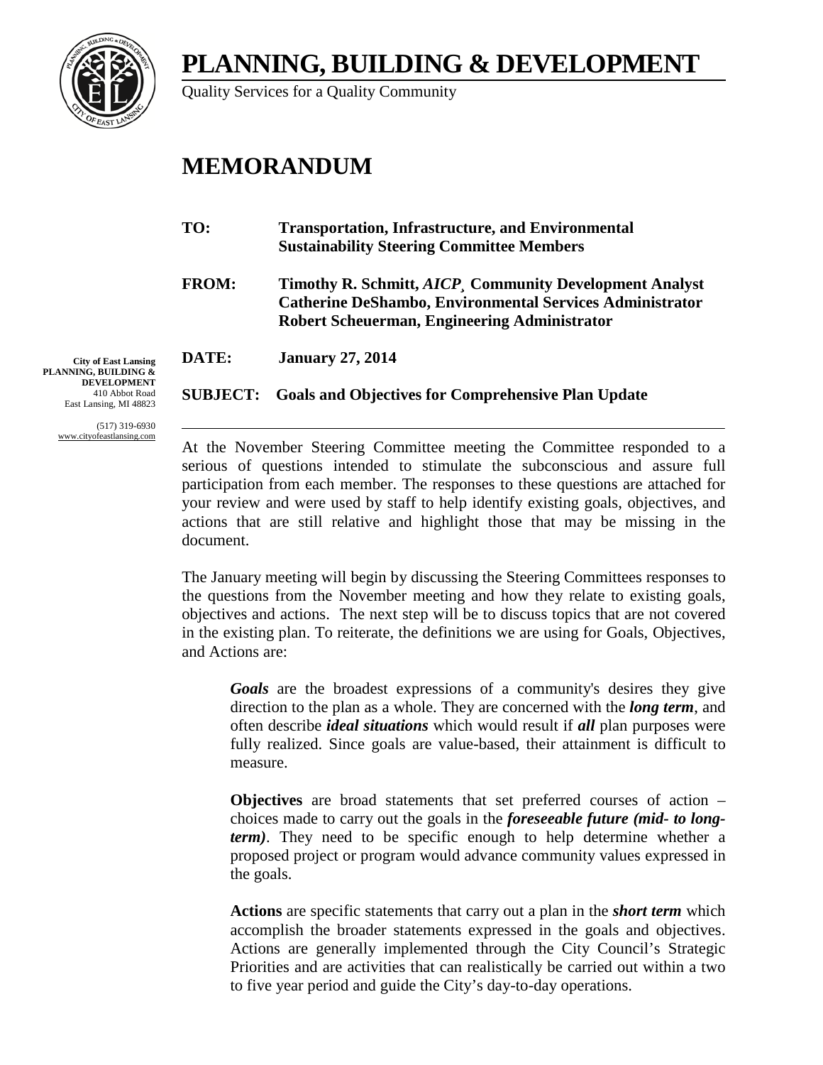# PLANNING, BUILDING & DEVELOPMENT

Quality Services for a Quality Community

## MEMORANDUM

**TO:** **Transportation, Infrastructure, and Environmental Sustainability Steering Committee Members**

**FROM:** **Timothy R. Schmitt, *AICP*¸ Community Development Analyst**
**Catherine DeShambo, Environmental Services Administrator**
**Robert Scheuerman, Engineering Administrator**

**DATE:** **January 27, 2014**

**SUBJECT:** **Goals and Objectives for Comprehensive Plan Update**

**City of East Lansing**
**PLANNING, BUILDING & DEVELOPMENT**
410 Abbot Road
East Lansing, MI 48823

(517) 319-6930
www.cityofeastlansing.com

---

At the November Steering Committee meeting the Committee responded to a serious of questions intended to stimulate the subconscious and assure full participation from each member. The responses to these questions are attached for your review and were used by staff to help identify existing goals, objectives, and actions that are still relative and highlight those that may be missing in the document.

The January meeting will begin by discussing the Steering Committees responses to the questions from the November meeting and how they relate to existing goals, objectives and actions. The next step will be to discuss topics that are not covered in the existing plan. To reiterate, the definitions we are using for Goals, Objectives, and Actions are:

> ***Goals*** are the broadest expressions of a community's desires they give direction to the plan as a whole. They are concerned with the ***long term***, and often describe ***ideal situations*** which would result if ***all*** plan purposes were fully realized. Since goals are value-based, their attainment is difficult to measure.
>
> **Objectives** are broad statements that set preferred courses of action – choices made to carry out the goals in the ***foreseeable future (mid- to long-term)***. They need to be specific enough to help determine whether a proposed project or program would advance community values expressed in the goals.
>
> **Actions** are specific statements that carry out a plan in the ***short term*** which accomplish the broader statements expressed in the goals and objectives. Actions are generally implemented through the City Council's Strategic Priorities and are activities that can realistically be carried out within a two to five year period and guide the City's day-to-day operations.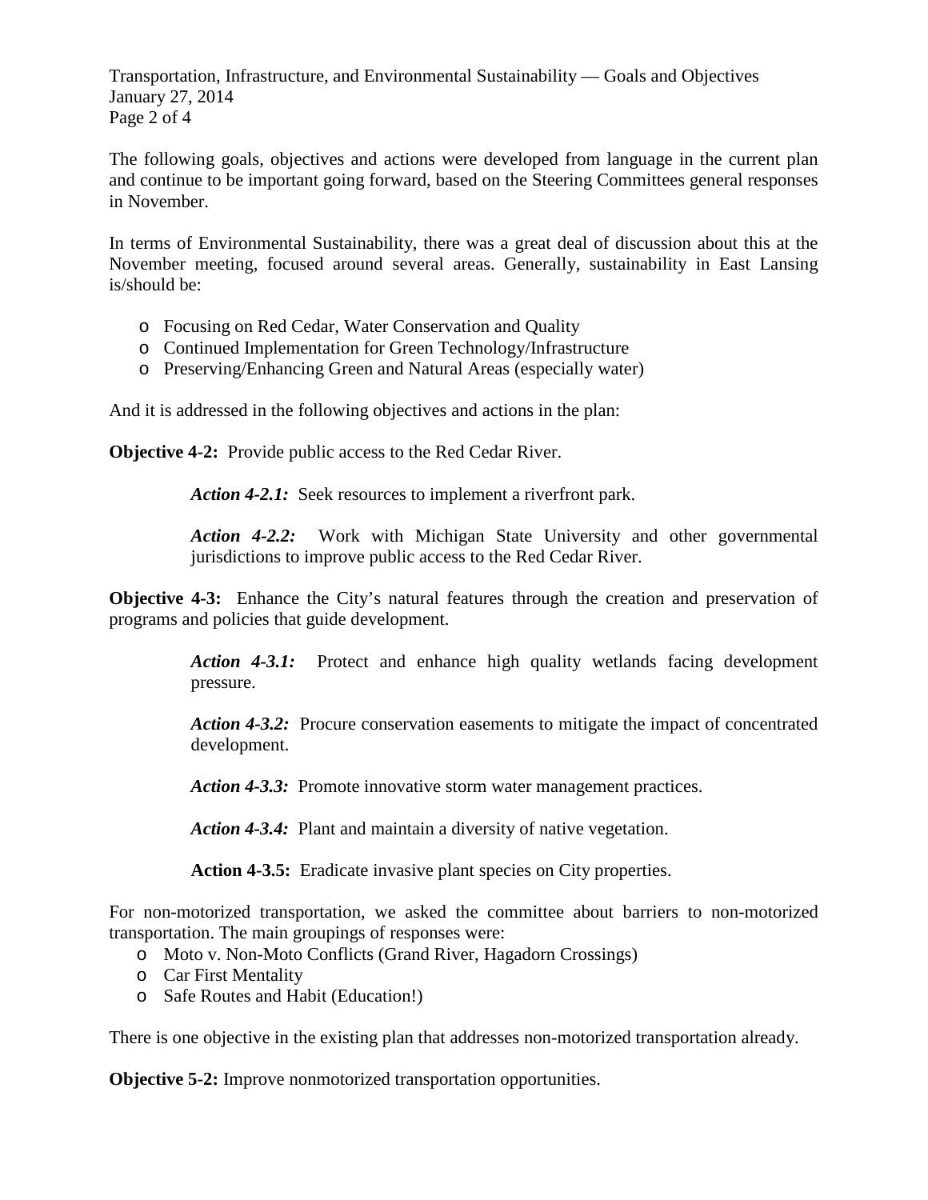The following goals, objectives and actions were developed from language in the current plan and continue to be important going forward, based on the Steering Committees general responses in November.

In terms of Environmental Sustainability, there was a great deal of discussion about this at the November meeting, focused around several areas. Generally, sustainability in East Lansing is/should be:

- Focusing on Red Cedar, Water Conservation and Quality
- Continued Implementation for Green Technology/Infrastructure
- Preserving/Enhancing Green and Natural Areas (especially water)

And it is addressed in the following objectives and actions in the plan:

**Objective 4-2:** Provide public access to the Red Cedar River.

> ***Action 4-2.1:*** Seek resources to implement a riverfront park.
>
> ***Action 4-2.2:*** Work with Michigan State University and other governmental jurisdictions to improve public access to the Red Cedar River.

**Objective 4-3:** Enhance the City's natural features through the creation and preservation of programs and policies that guide development.

> ***Action 4-3.1:*** Protect and enhance high quality wetlands facing development pressure.
>
> ***Action 4-3.2:*** Procure conservation easements to mitigate the impact of concentrated development.
>
> ***Action 4-3.3:*** Promote innovative storm water management practices.
>
> ***Action 4-3.4:*** Plant and maintain a diversity of native vegetation.
>
> **Action 4-3.5:** Eradicate invasive plant species on City properties.

For non-motorized transportation, we asked the committee about barriers to non-motorized transportation. The main groupings of responses were:

- Moto v. Non-Moto Conflicts (Grand River, Hagadorn Crossings)
- Car First Mentality
- Safe Routes and Habit (Education!)

There is one objective in the existing plan that addresses non-motorized transportation already.

**Objective 5-2:** Improve nonmotorized transportation opportunities.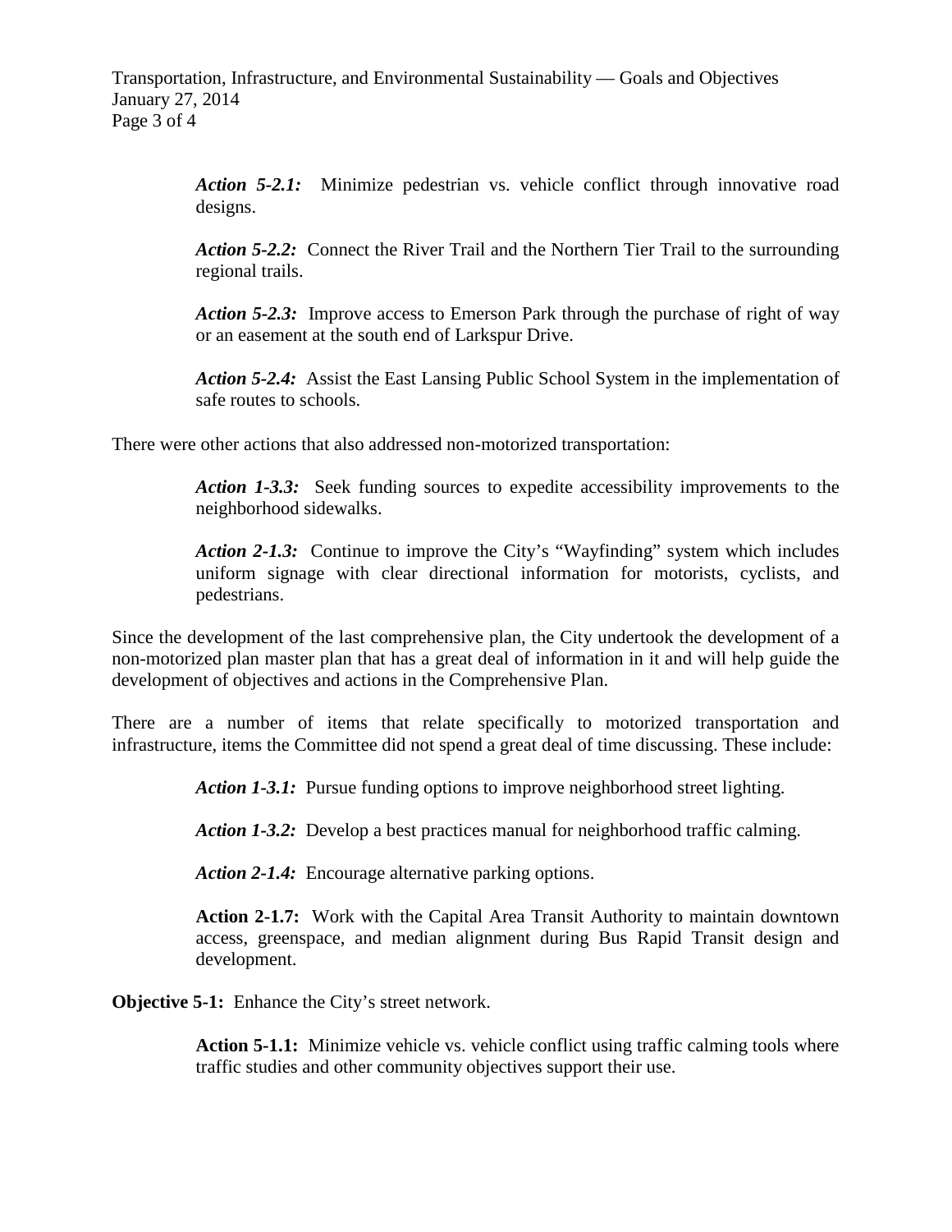*Action 5-2.1:* Minimize pedestrian vs. vehicle conflict through innovative road designs.

*Action 5-2.2:* Connect the River Trail and the Northern Tier Trail to the surrounding regional trails.

*Action 5-2.3:* Improve access to Emerson Park through the purchase of right of way or an easement at the south end of Larkspur Drive.

*Action 5-2.4:* Assist the East Lansing Public School System in the implementation of safe routes to schools.

There were other actions that also addressed non-motorized transportation:

*Action 1-3.3:* Seek funding sources to expedite accessibility improvements to the neighborhood sidewalks.

*Action 2-1.3:* Continue to improve the City's "Wayfinding" system which includes uniform signage with clear directional information for motorists, cyclists, and pedestrians.

Since the development of the last comprehensive plan, the City undertook the development of a non-motorized plan master plan that has a great deal of information in it and will help guide the development of objectives and actions in the Comprehensive Plan.

There are a number of items that relate specifically to motorized transportation and infrastructure, items the Committee did not spend a great deal of time discussing. These include:

*Action 1-3.1:* Pursue funding options to improve neighborhood street lighting.

*Action 1-3.2:* Develop a best practices manual for neighborhood traffic calming.

*Action 2-1.4:* Encourage alternative parking options.

**Action 2-1.7:** Work with the Capital Area Transit Authority to maintain downtown access, greenspace, and median alignment during Bus Rapid Transit design and development.

**Objective 5-1:** Enhance the City's street network.

**Action 5-1.1:** Minimize vehicle vs. vehicle conflict using traffic calming tools where traffic studies and other community objectives support their use.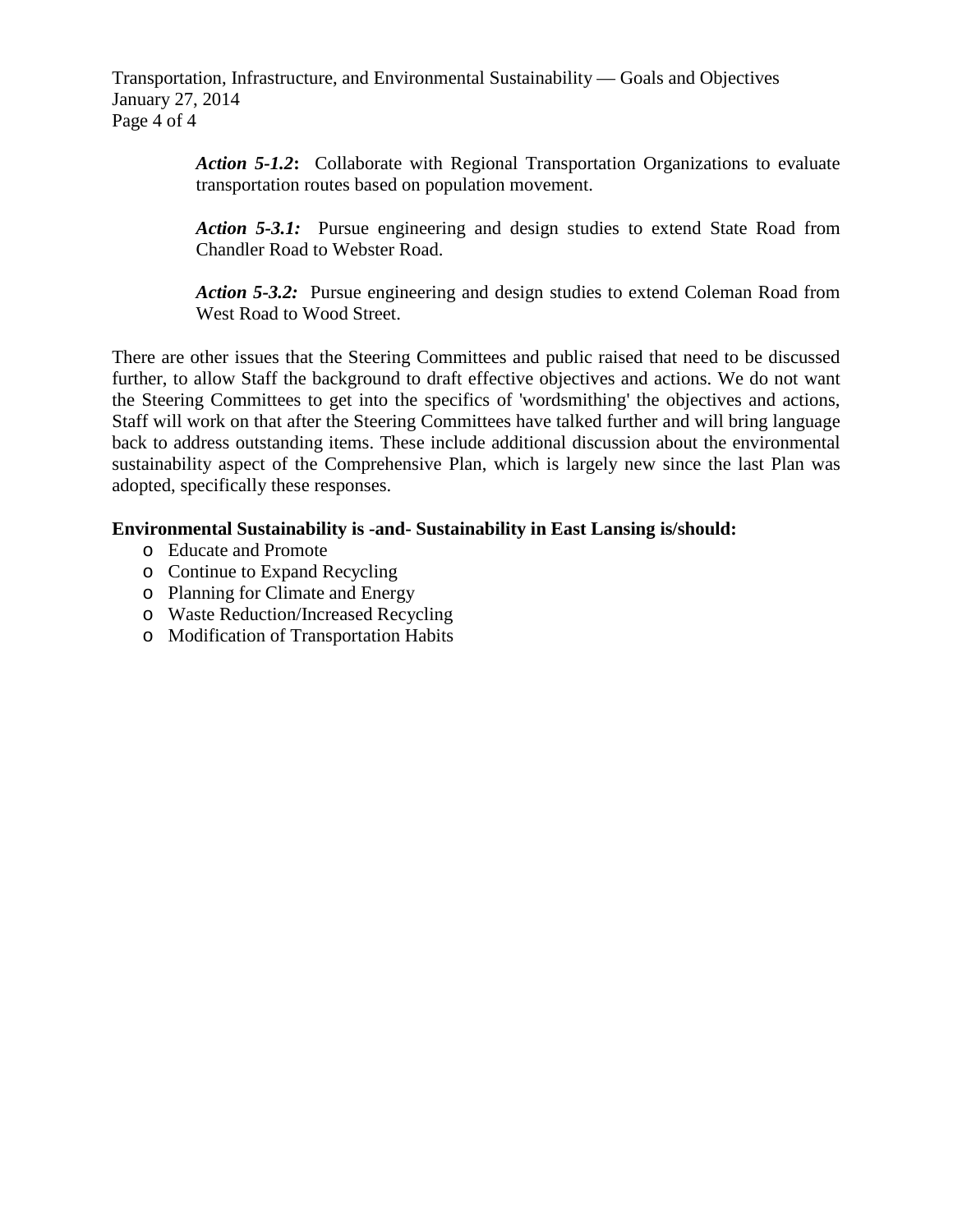***Action 5-1.2*****:** Collaborate with Regional Transportation Organizations to evaluate transportation routes based on population movement.

***Action 5-3.1:*** Pursue engineering and design studies to extend State Road from Chandler Road to Webster Road.

***Action 5-3.2:*** Pursue engineering and design studies to extend Coleman Road from West Road to Wood Street.

There are other issues that the Steering Committees and public raised that need to be discussed further, to allow Staff the background to draft effective objectives and actions. We do not want the Steering Committees to get into the specifics of 'wordsmithing' the objectives and actions, Staff will work on that after the Steering Committees have talked further and will bring language back to address outstanding items. These include additional discussion about the environmental sustainability aspect of the Comprehensive Plan, which is largely new since the last Plan was adopted, specifically these responses.

**Environmental Sustainability is -and- Sustainability in East Lansing is/should:**

- Educate and Promote
- Continue to Expand Recycling
- Planning for Climate and Energy
- Waste Reduction/Increased Recycling
- Modification of Transportation Habits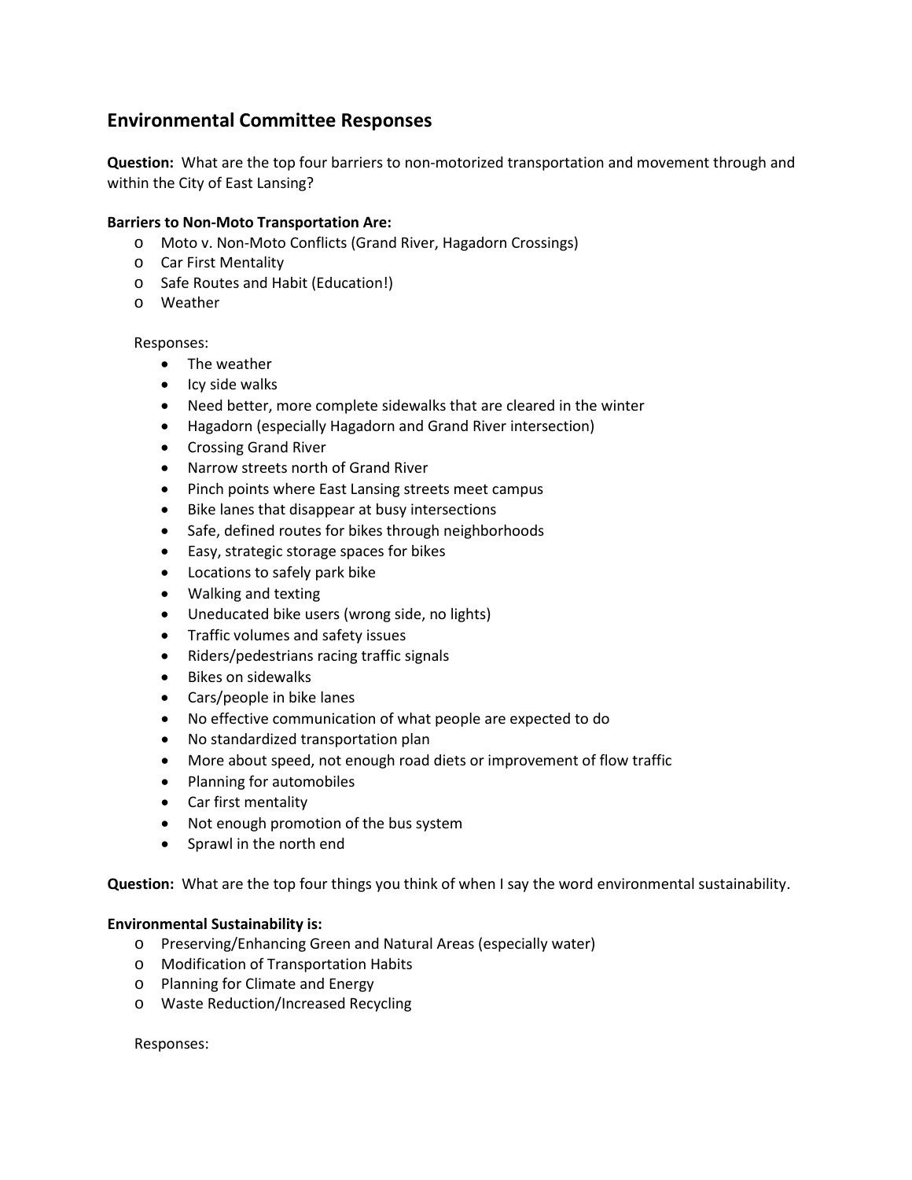## Environmental Committee Responses

**Question:** What are the top four barriers to non-motorized transportation and movement through and within the City of East Lansing?

**Barriers to Non-Moto Transportation Are:**

- Moto v. Non-Moto Conflicts (Grand River, Hagadorn Crossings)
- Car First Mentality
- Safe Routes and Habit (Education!)
- Weather

Responses:

- The weather
- Icy side walks
- Need better, more complete sidewalks that are cleared in the winter
- Hagadorn (especially Hagadorn and Grand River intersection)
- Crossing Grand River
- Narrow streets north of Grand River
- Pinch points where East Lansing streets meet campus
- Bike lanes that disappear at busy intersections
- Safe, defined routes for bikes through neighborhoods
- Easy, strategic storage spaces for bikes
- Locations to safely park bike
- Walking and texting
- Uneducated bike users (wrong side, no lights)
- Traffic volumes and safety issues
- Riders/pedestrians racing traffic signals
- Bikes on sidewalks
- Cars/people in bike lanes
- No effective communication of what people are expected to do
- No standardized transportation plan
- More about speed, not enough road diets or improvement of flow traffic
- Planning for automobiles
- Car first mentality
- Not enough promotion of the bus system
- Sprawl in the north end

**Question:** What are the top four things you think of when I say the word environmental sustainability.

**Environmental Sustainability is:**

- Preserving/Enhancing Green and Natural Areas (especially water)
- Modification of Transportation Habits
- Planning for Climate and Energy
- Waste Reduction/Increased Recycling

Responses: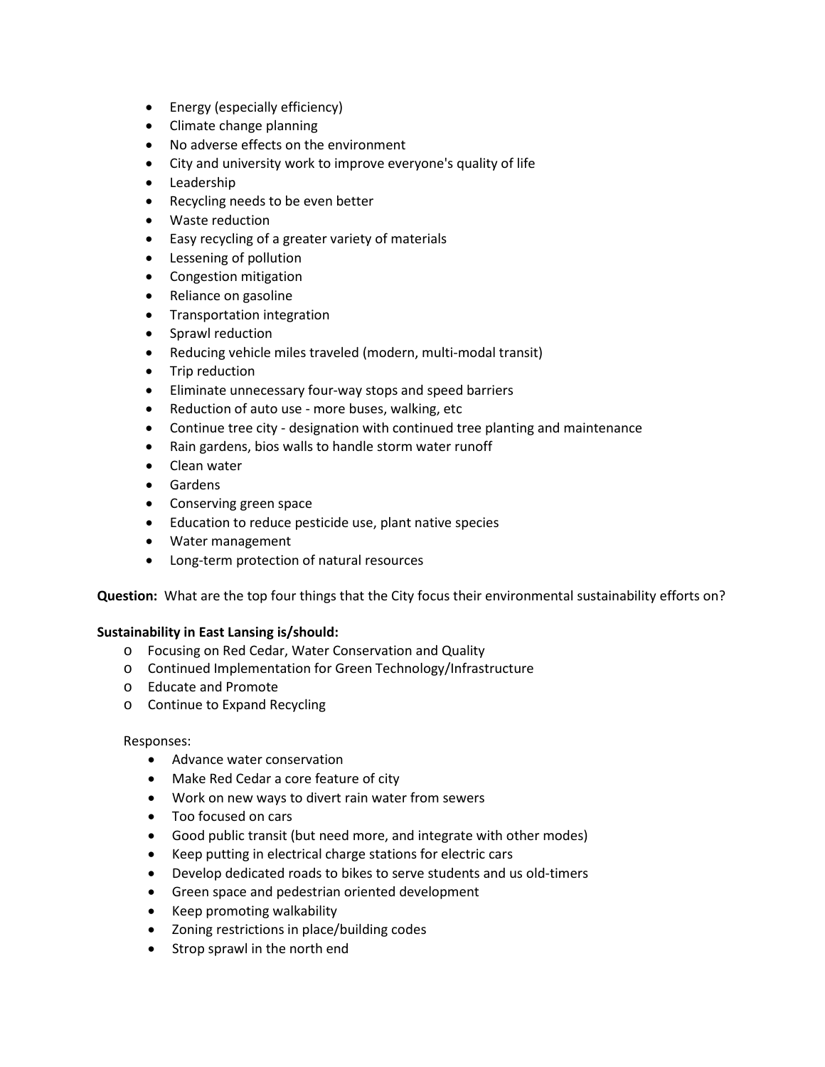- Energy (especially efficiency)
- Climate change planning
- No adverse effects on the environment
- City and university work to improve everyone's quality of life
- Leadership
- Recycling needs to be even better
- Waste reduction
- Easy recycling of a greater variety of materials
- Lessening of pollution
- Congestion mitigation
- Reliance on gasoline
- Transportation integration
- Sprawl reduction
- Reducing vehicle miles traveled (modern, multi-modal transit)
- Trip reduction
- Eliminate unnecessary four-way stops and speed barriers
- Reduction of auto use - more buses, walking, etc
- Continue tree city - designation with continued tree planting and maintenance
- Rain gardens, bios walls to handle storm water runoff
- Clean water
- Gardens
- Conserving green space
- Education to reduce pesticide use, plant native species
- Water management
- Long-term protection of natural resources

**Question:** What are the top four things that the City focus their environmental sustainability efforts on?

**Sustainability in East Lansing is/should:**

- Focusing on Red Cedar, Water Conservation and Quality
- Continued Implementation for Green Technology/Infrastructure
- Educate and Promote
- Continue to Expand Recycling

Responses:

- Advance water conservation
- Make Red Cedar a core feature of city
- Work on new ways to divert rain water from sewers
- Too focused on cars
- Good public transit (but need more, and integrate with other modes)
- Keep putting in electrical charge stations for electric cars
- Develop dedicated roads to bikes to serve students and us old-timers
- Green space and pedestrian oriented development
- Keep promoting walkability
- Zoning restrictions in place/building codes
- Strop sprawl in the north end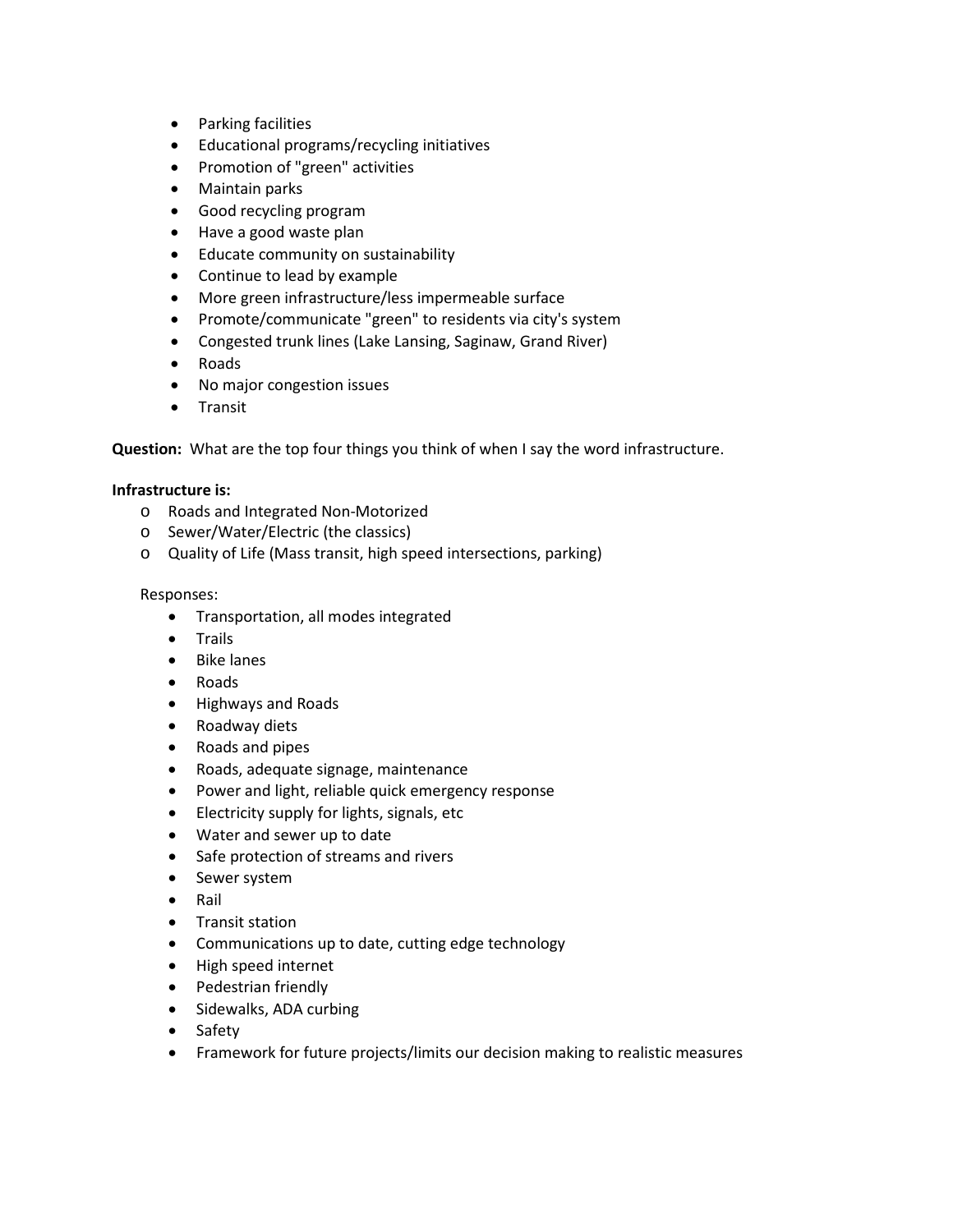- Parking facilities
- Educational programs/recycling initiatives
- Promotion of "green" activities
- Maintain parks
- Good recycling program
- Have a good waste plan
- Educate community on sustainability
- Continue to lead by example
- More green infrastructure/less impermeable surface
- Promote/communicate "green" to residents via city's system
- Congested trunk lines (Lake Lansing, Saginaw, Grand River)
- Roads
- No major congestion issues
- Transit

**Question:** What are the top four things you think of when I say the word infrastructure.

**Infrastructure is:**

- Roads and Integrated Non-Motorized
- Sewer/Water/Electric (the classics)
- Quality of Life (Mass transit, high speed intersections, parking)

Responses:

- Transportation, all modes integrated
- Trails
- Bike lanes
- Roads
- Highways and Roads
- Roadway diets
- Roads and pipes
- Roads, adequate signage, maintenance
- Power and light, reliable quick emergency response
- Electricity supply for lights, signals, etc
- Water and sewer up to date
- Safe protection of streams and rivers
- Sewer system
- Rail
- Transit station
- Communications up to date, cutting edge technology
- High speed internet
- Pedestrian friendly
- Sidewalks, ADA curbing
- Safety
- Framework for future projects/limits our decision making to realistic measures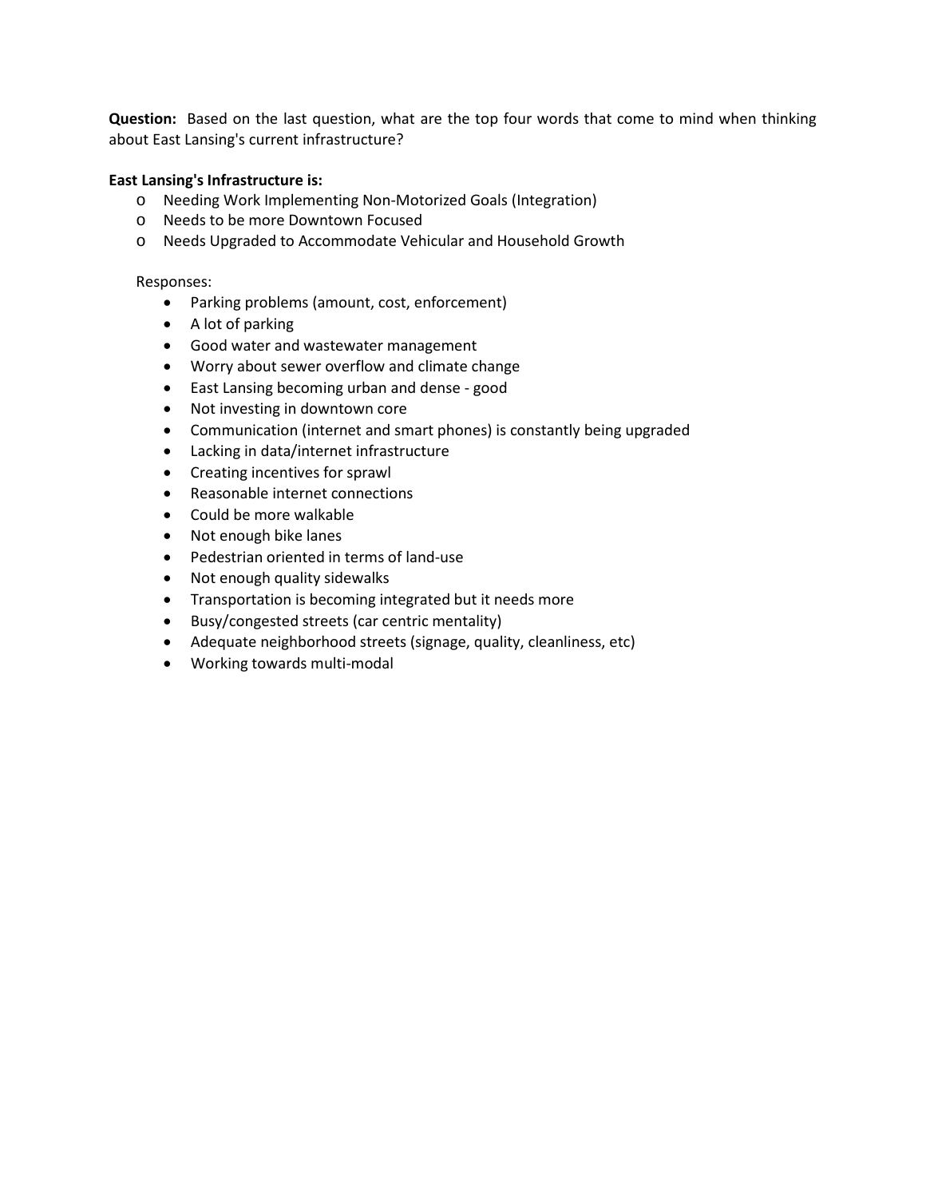**Question:** Based on the last question, what are the top four words that come to mind when thinking about East Lansing's current infrastructure?

**East Lansing's Infrastructure is:**

- Needing Work Implementing Non-Motorized Goals (Integration)
- Needs to be more Downtown Focused
- Needs Upgraded to Accommodate Vehicular and Household Growth

Responses:

- Parking problems (amount, cost, enforcement)
- A lot of parking
- Good water and wastewater management
- Worry about sewer overflow and climate change
- East Lansing becoming urban and dense - good
- Not investing in downtown core
- Communication (internet and smart phones) is constantly being upgraded
- Lacking in data/internet infrastructure
- Creating incentives for sprawl
- Reasonable internet connections
- Could be more walkable
- Not enough bike lanes
- Pedestrian oriented in terms of land-use
- Not enough quality sidewalks
- Transportation is becoming integrated but it needs more
- Busy/congested streets (car centric mentality)
- Adequate neighborhood streets (signage, quality, cleanliness, etc)
- Working towards multi-modal